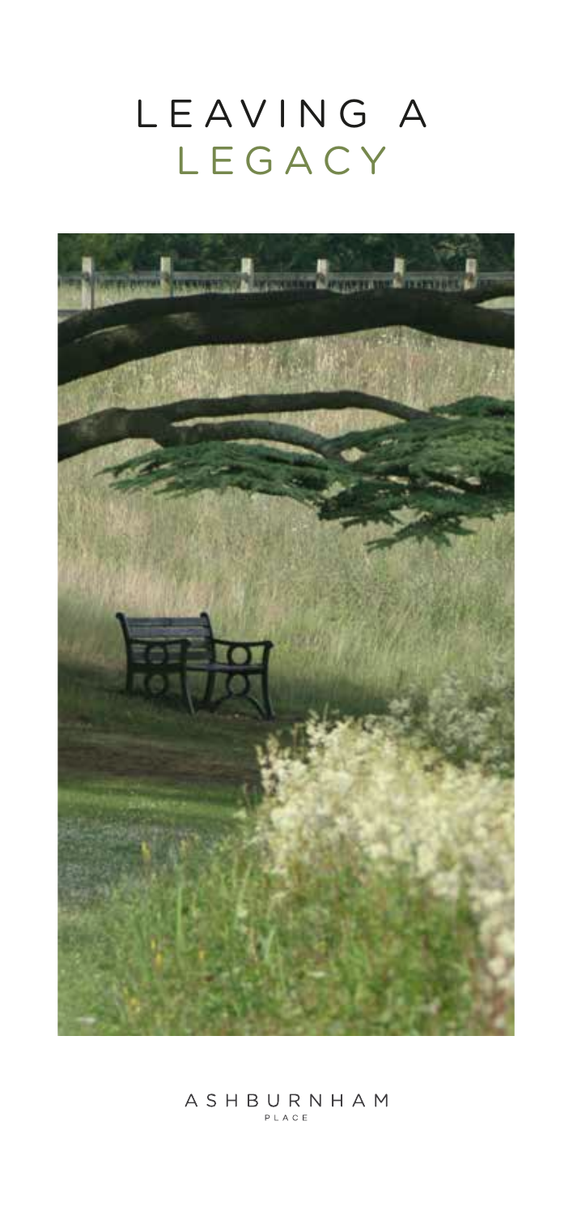# LEAVING A LEGACY

ASHBURNHAM PLACE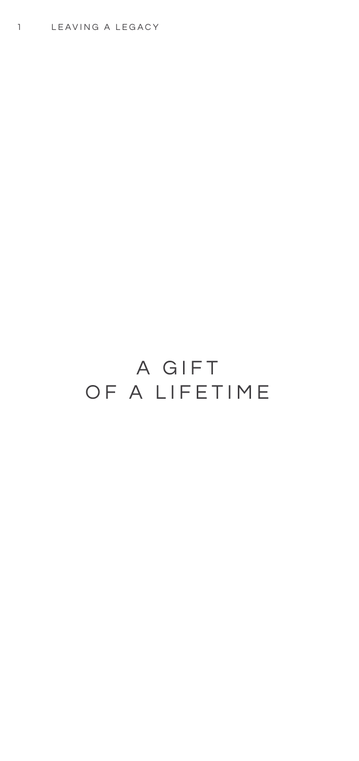# A GIFT OF A LIFETIME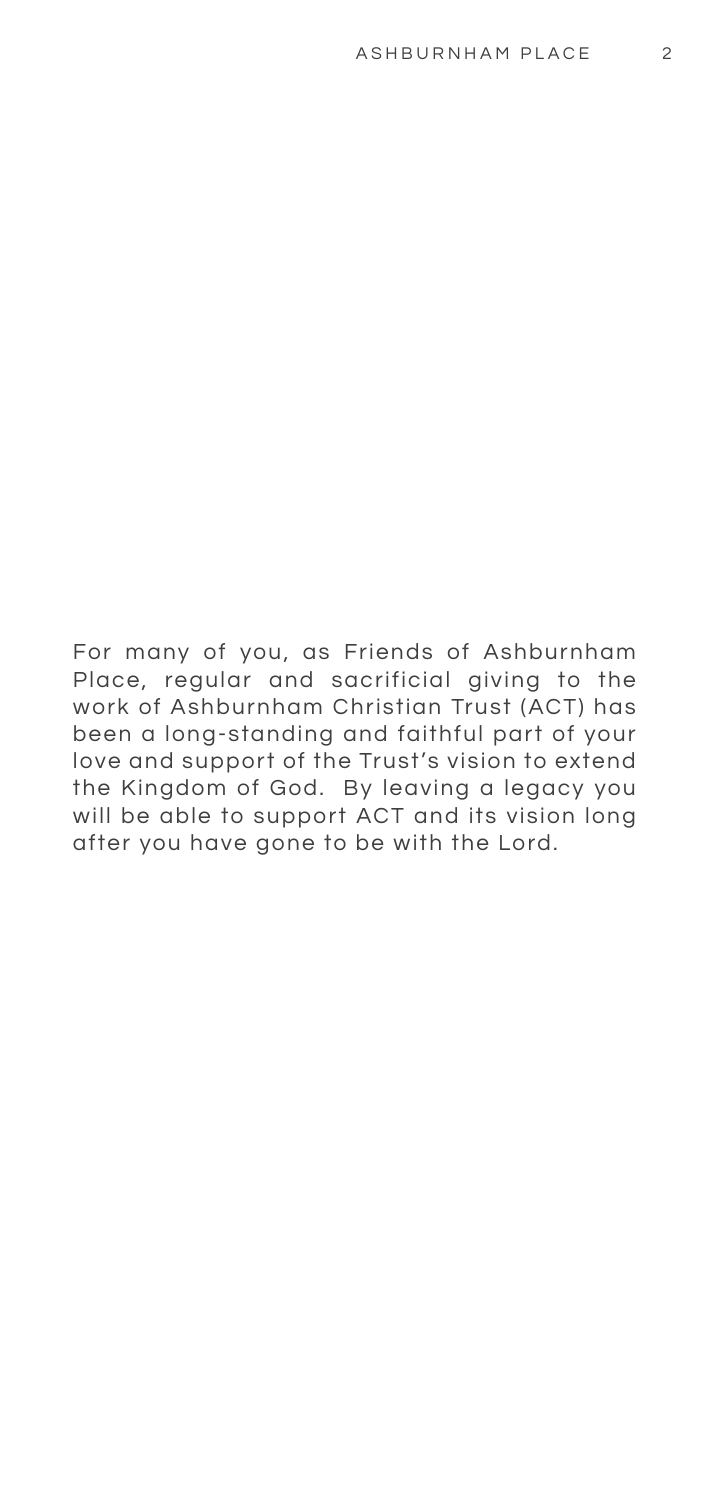For many of you, as Friends of Ashburnham Place, regular and sacrificial giving to the work of Ashburnham Christian Trust (ACT) has been a long-standing and faithful part of your love and support of the Trust's vision to extend the Kingdom of God. By leaving a legacy you will be able to support ACT and its vision long after you have gone to be with the Lord.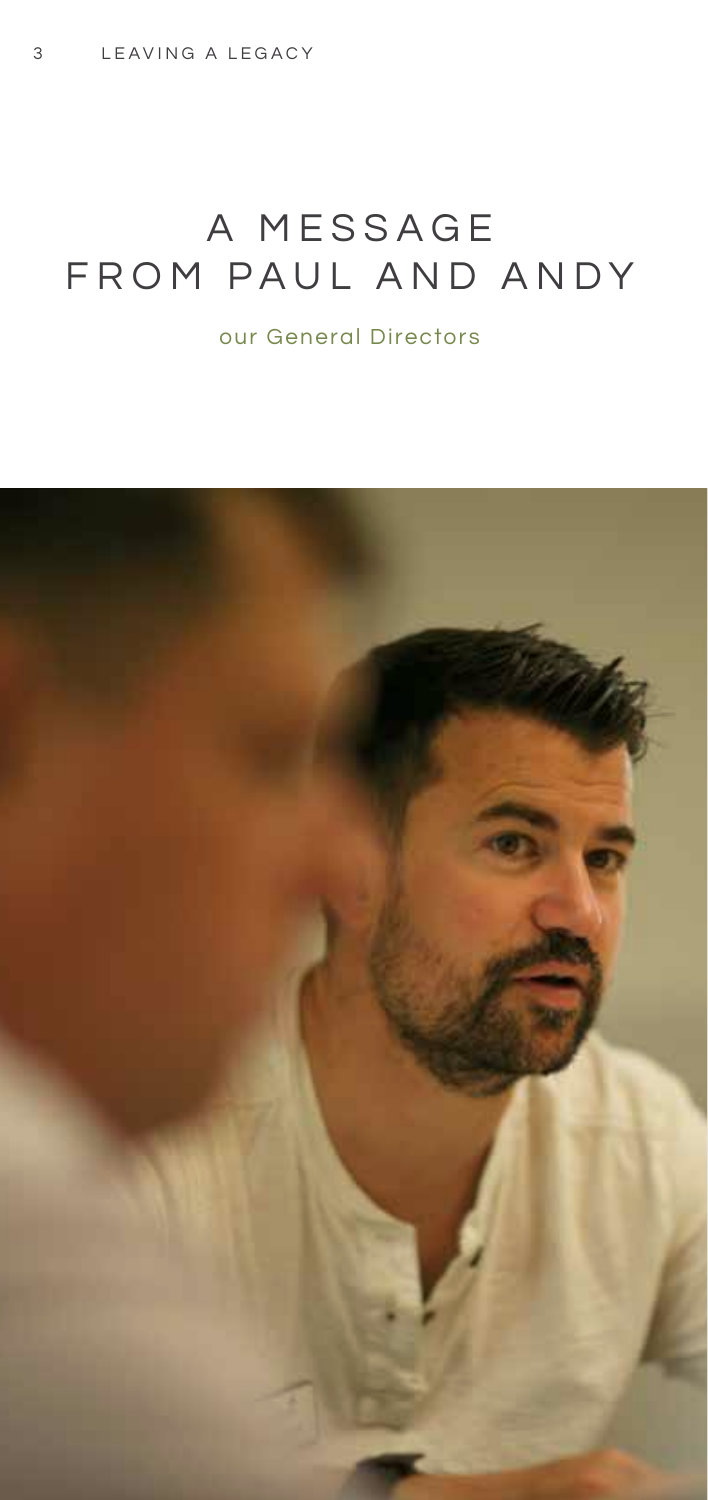# A MESSAGE FROM PAUL AND ANDY

our General Directors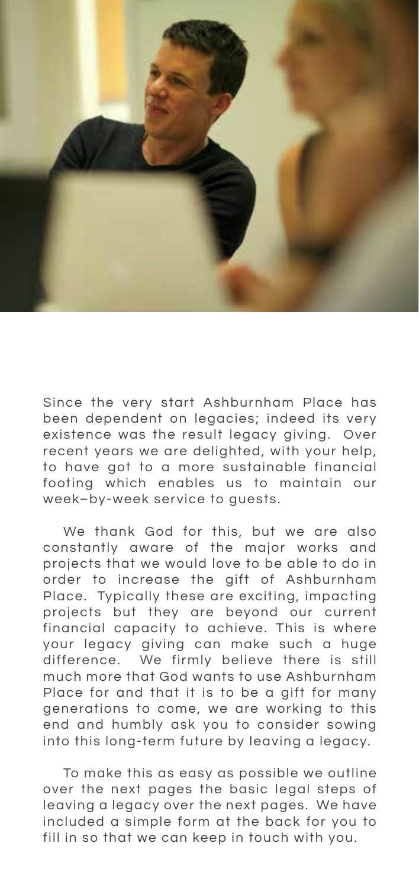Since the very start Ashburnham Place has been dependent on legacies; indeed its very existence was the result legacy giving. Over recent years we are delighted, with your help, to have got to a more sustainable financial footing which enables us to maintain our week–by-week service to guests.

We thank God for this, but we are also constantly aware of the major works and projects that we would love to be able to do in order to increase the gift of Ashburnham Place. Typically these are exciting, impacting projects but they are beyond our current financial capacity to achieve. This is where your legacy giving can make such a huge difference. We firmly believe there is still much more that God wants to use Ashburnham Place for and that it is to be a gift for many generations to come, we are working to this end and humbly ask you to consider sowing into this long-term future by leaving a legacy.

To make this as easy as possible we outline over the next pages the basic legal steps of leaving a legacy over the next pages. We have included a simple form at the back for you to fill in so that we can keep in touch with you.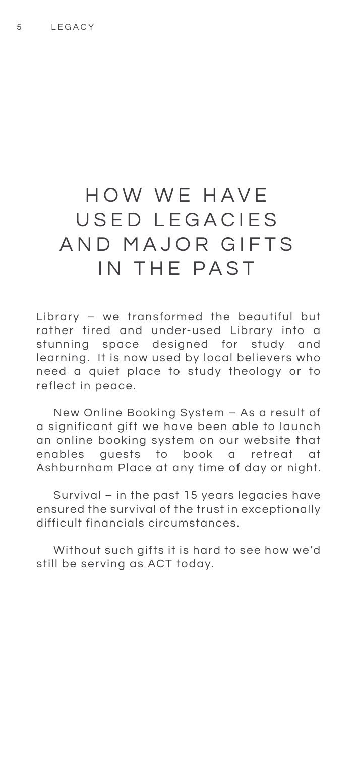# HOW WE HAVE USED LEGACIES AND MAJOR GIFTS IN THE PAST

Library – we transformed the beautiful but rather tired and under-used Library into a stunning space designed for study and learning. It is now used by local believers who need a quiet place to study theology or to reflect in peace.

New Online Booking System – As a result of a significant gift we have been able to launch an online booking system on our website that enables guests to book a retreat at Ashburnham Place at any time of day or night.

Survival – in the past 15 years legacies have ensured the survival of the trust in exceptionally difficult financials circumstances.

Without such gifts it is hard to see how we'd still be serving as ACT today.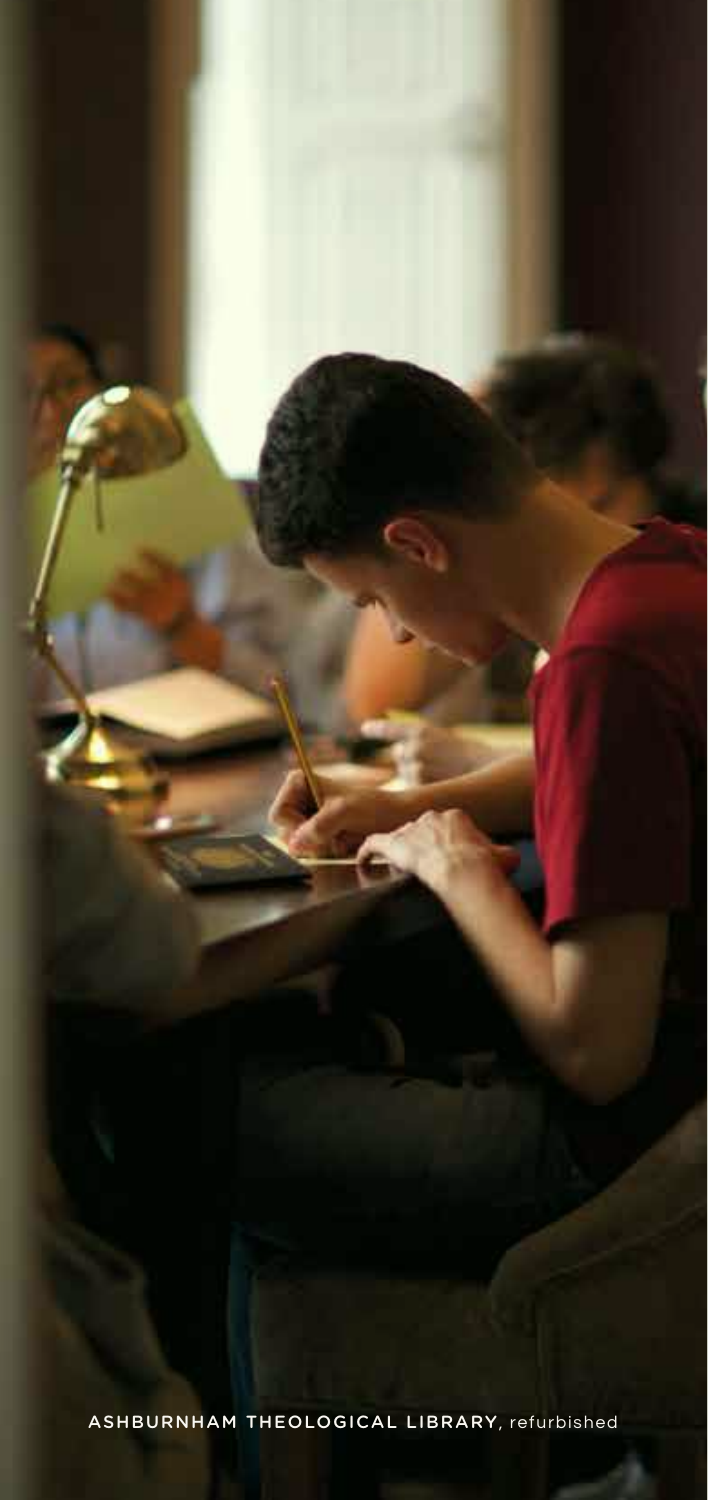**ASHBURNHAM THEOLOGICAL LIBRARY**, refurbished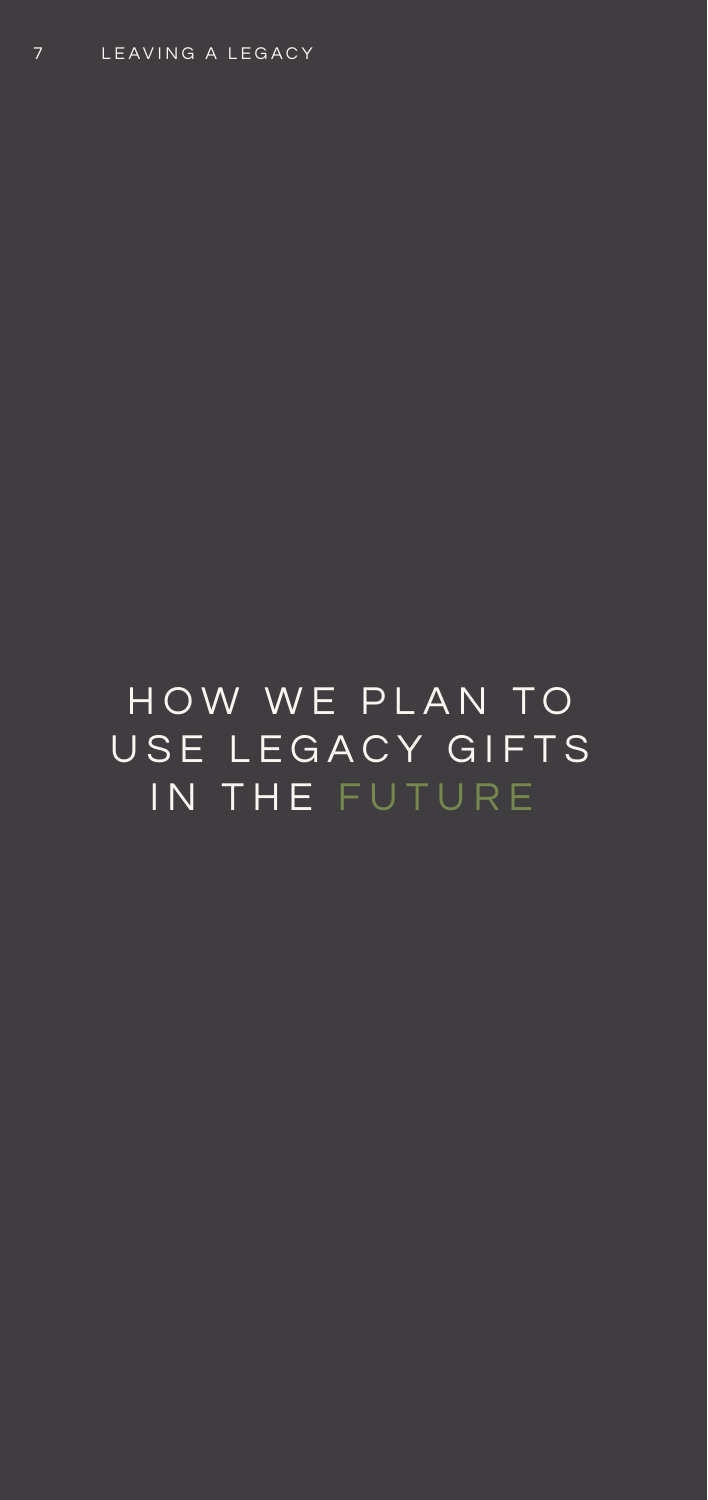# HOW WE PLAN TO USE LEGACY GIFTS IN THE FUTURE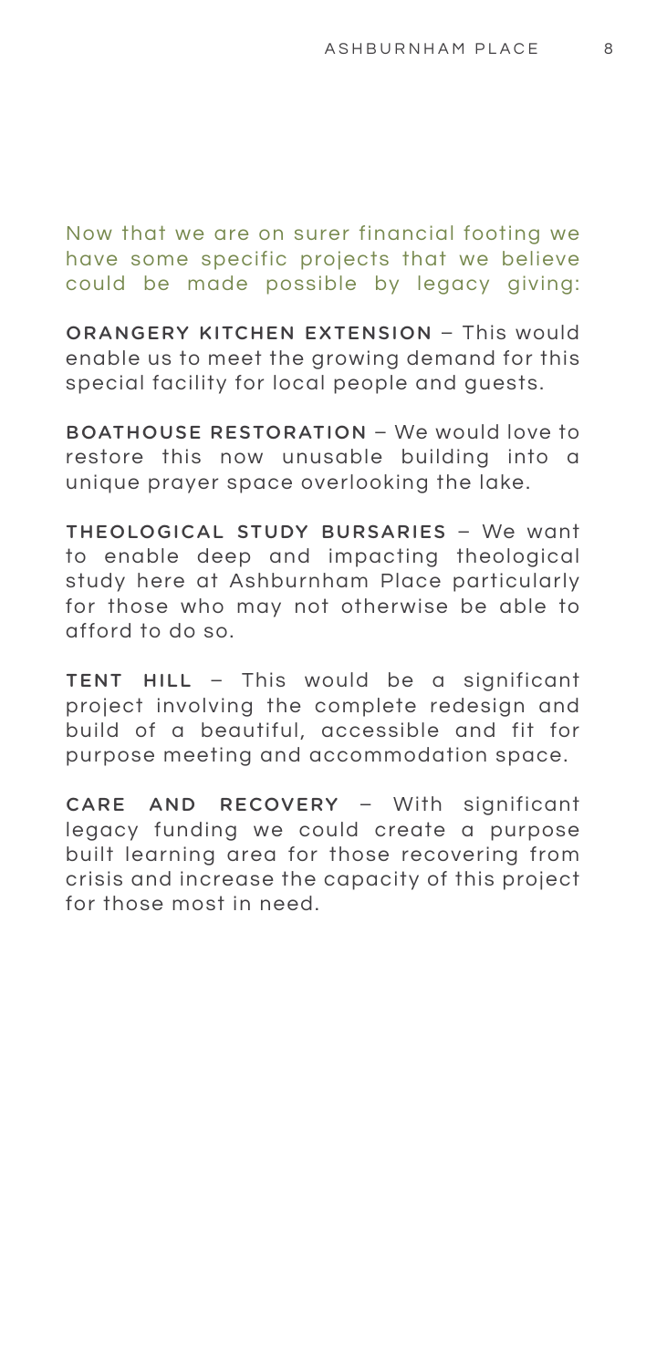Now that we are on surer financial footing we have some specific projects that we believe could be made possible by legacy giving:

**ORANGERY KITCHEN EXTENSION** – This would enable us to meet the growing demand for this special facility for local people and guests.

**BOATHOUSE RESTORATION** – We would love to restore this now unusable building into a unique prayer space overlooking the lake.

**THEOLOGICAL STUDY BURSARIES** – We want to enable deep and impacting theological study here at Ashburnham Place particularly for those who may not otherwise be able to afford to do so.

**TENT HILL** – This would be a significant project involving the complete redesign and build of a beautiful, accessible and fit for purpose meeting and accommodation space.

**CARE AND RECOVERY** – With significant legacy funding we could create a purpose built learning area for those recovering from crisis and increase the capacity of this project for those most in need.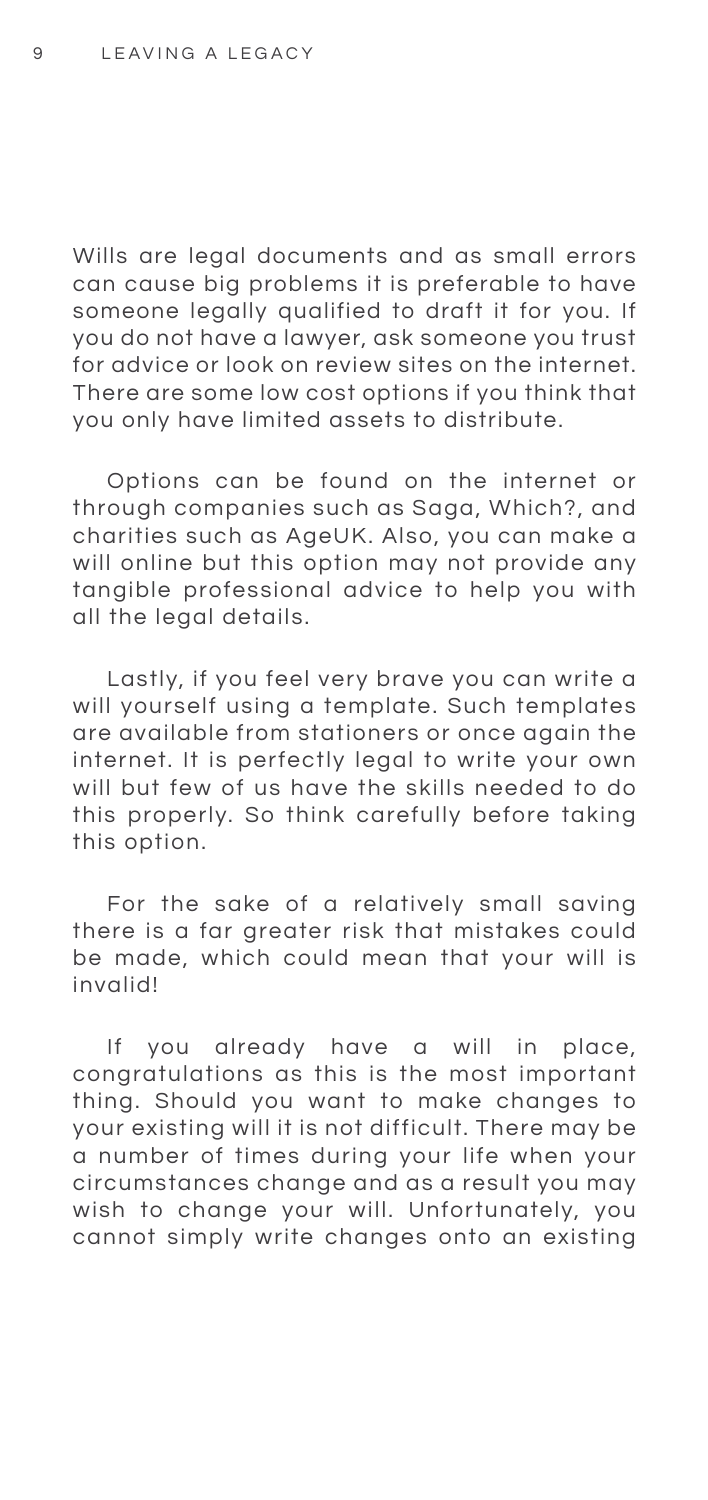Wills are legal documents and as small errors can cause big problems it is preferable to have someone legally qualified to draft it for you. If you do not have a lawyer, ask someone you trust for advice or look on review sites on the internet. There are some low cost options if you think that you only have limited assets to distribute.

Options can be found on the internet or through companies such as Saga, Which?, and charities such as AgeUK. Also, you can make a will online but this option may not provide any tangible professional advice to help you with all the legal details.

Lastly, if you feel very brave you can write a will yourself using a template. Such templates are available from stationers or once again the internet. It is perfectly legal to write your own will but few of us have the skills needed to do this properly. So think carefully before taking this option.

For the sake of a relatively small saving there is a far greater risk that mistakes could be made, which could mean that your will is invalid!

If you already have a will in place, congratulations as this is the most important thing. Should you want to make changes to your existing will it is not difficult. There may be a number of times during your life when your circumstances change and as a result you may wish to change your will. Unfortunately, you cannot simply write changes onto an existing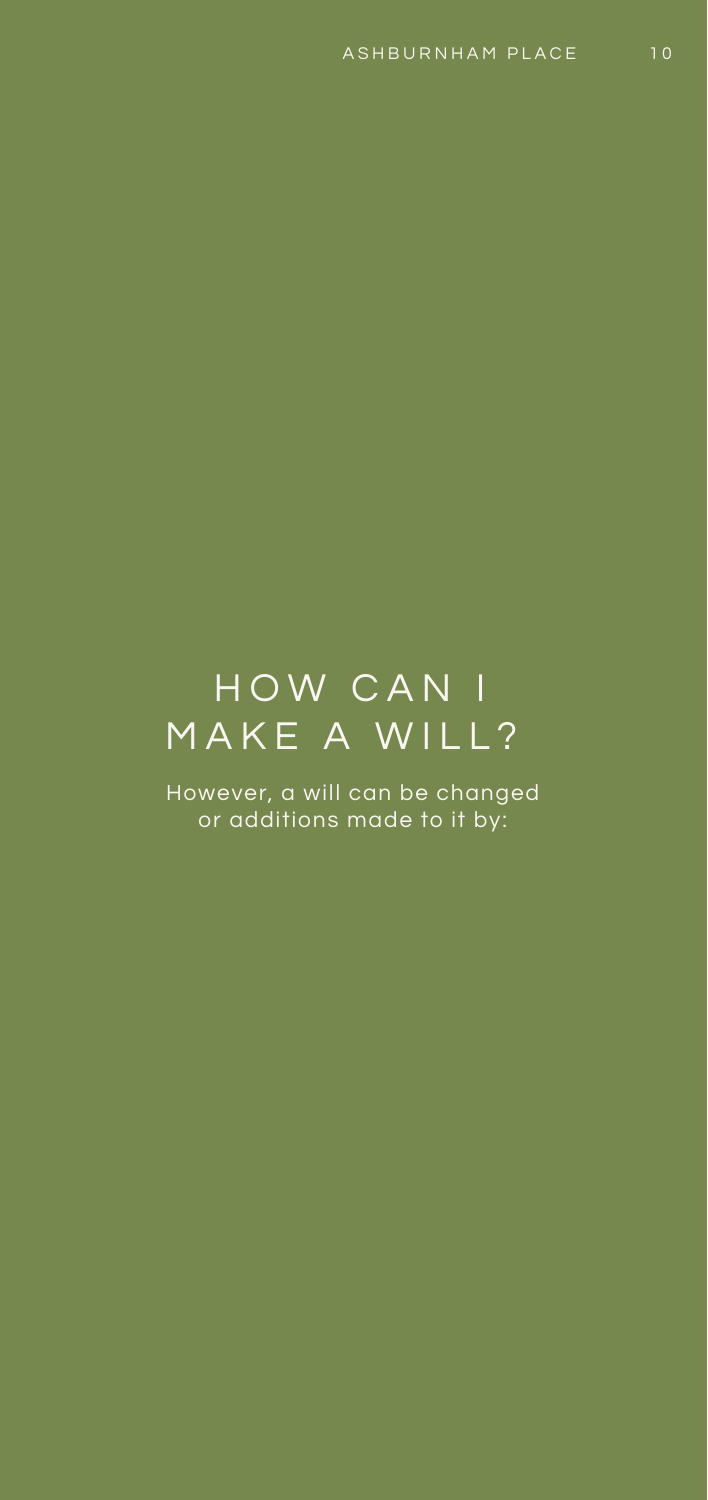# HOW CAN I MAKE A WILL?

However, a will can be changed or additions made to it by: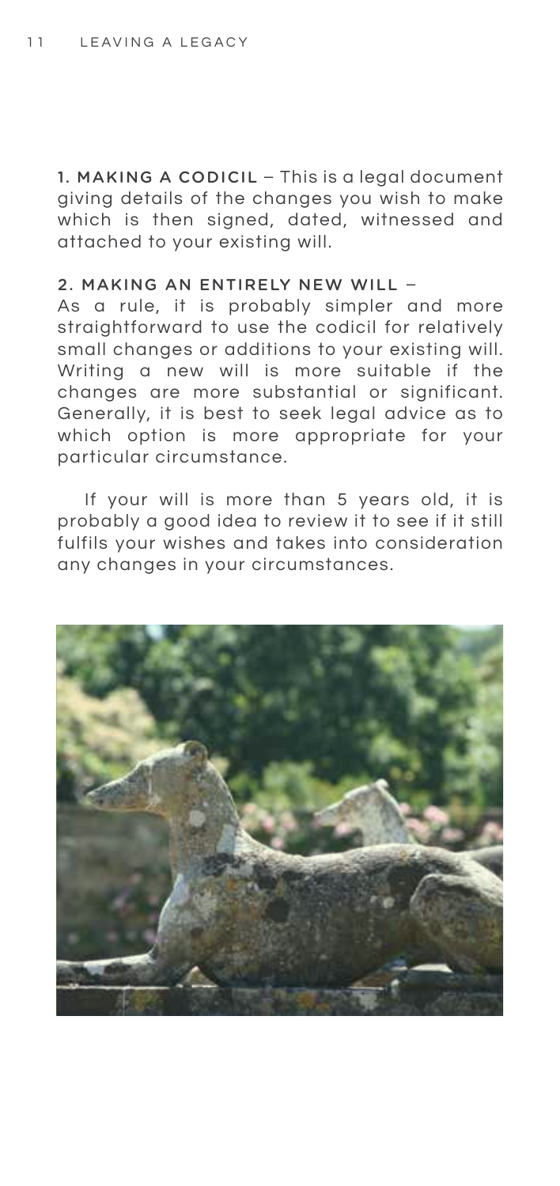**1. MAKING A CODICIL** – This is a legal document giving details of the changes you wish to make which is then signed, dated, witnessed and attached to your existing will.

**2. MAKING AN ENTIRELY NEW WILL** –
As a rule, it is probably simpler and more straightforward to use the codicil for relatively small changes or additions to your existing will. Writing a new will is more suitable if the changes are more substantial or significant. Generally, it is best to seek legal advice as to which option is more appropriate for your particular circumstance.

If your will is more than 5 years old, it is probably a good idea to review it to see if it still fulfils your wishes and takes into consideration any changes in your circumstances.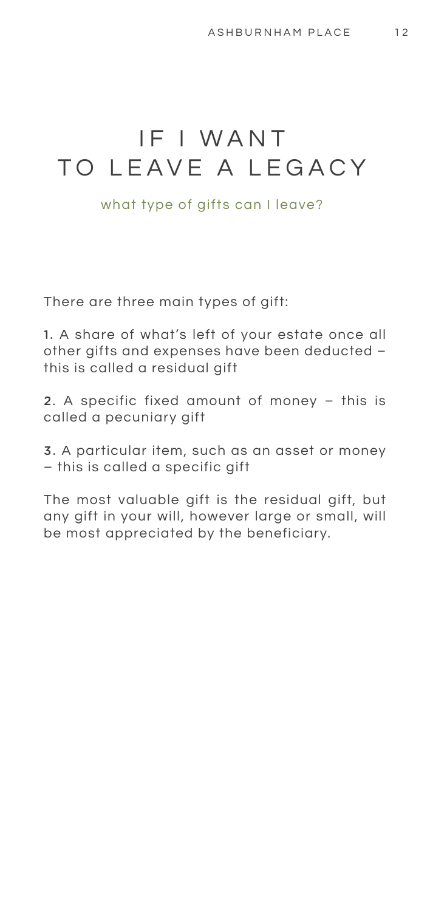# IF I WANT TO LEAVE A LEGACY

what type of gifts can I leave?

There are three main types of gift:

1. A share of what's left of your estate once all other gifts and expenses have been deducted – this is called a residual gift

2. A specific fixed amount of money – this is called a pecuniary gift

3. A particular item, such as an asset or money – this is called a specific gift

The most valuable gift is the residual gift, but any gift in your will, however large or small, will be most appreciated by the beneficiary.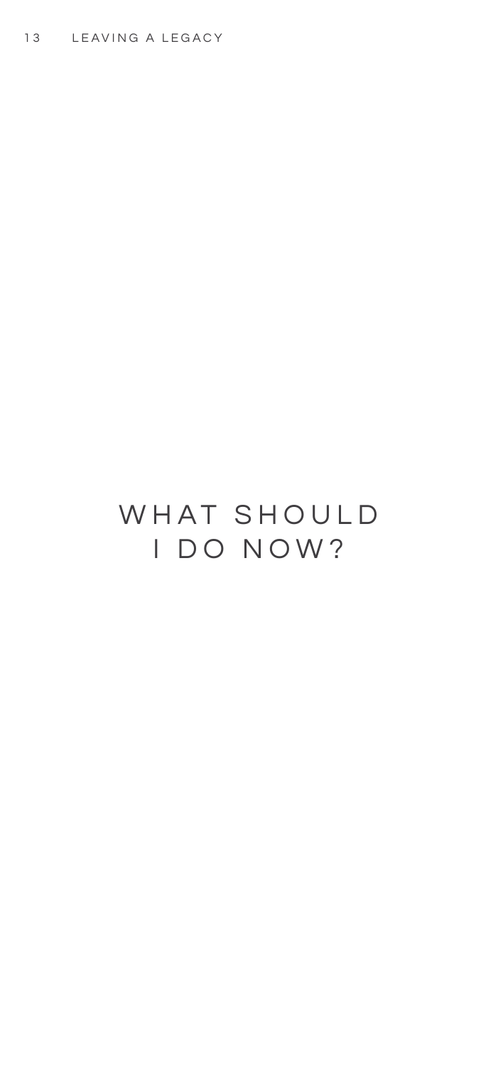# WHAT SHOULD I DO NOW?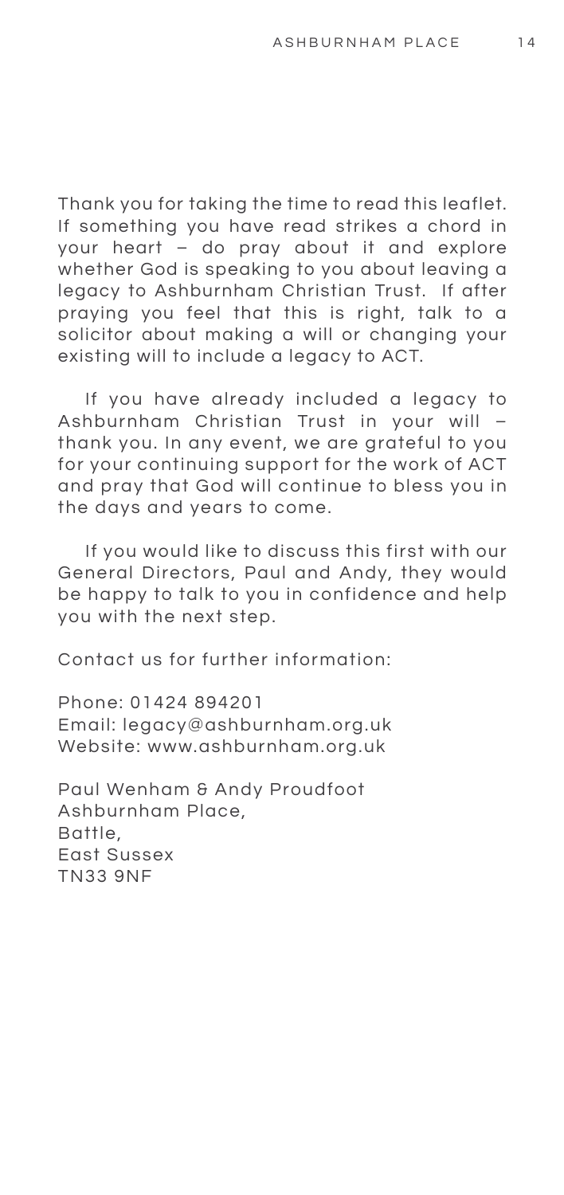Thank you for taking the time to read this leaflet. If something you have read strikes a chord in your heart – do pray about it and explore whether God is speaking to you about leaving a legacy to Ashburnham Christian Trust. If after praying you feel that this is right, talk to a solicitor about making a will or changing your existing will to include a legacy to ACT.

If you have already included a legacy to Ashburnham Christian Trust in your will – thank you. In any event, we are grateful to you for your continuing support for the work of ACT and pray that God will continue to bless you in the days and years to come.

If you would like to discuss this first with our General Directors, Paul and Andy, they would be happy to talk to you in confidence and help you with the next step.

Contact us for further information:

Phone: 01424 894201
Email: legacy@ashburnham.org.uk
Website: www.ashburnham.org.uk

Paul Wenham & Andy Proudfoot
Ashburnham Place,
Battle,
East Sussex
TN33 9NF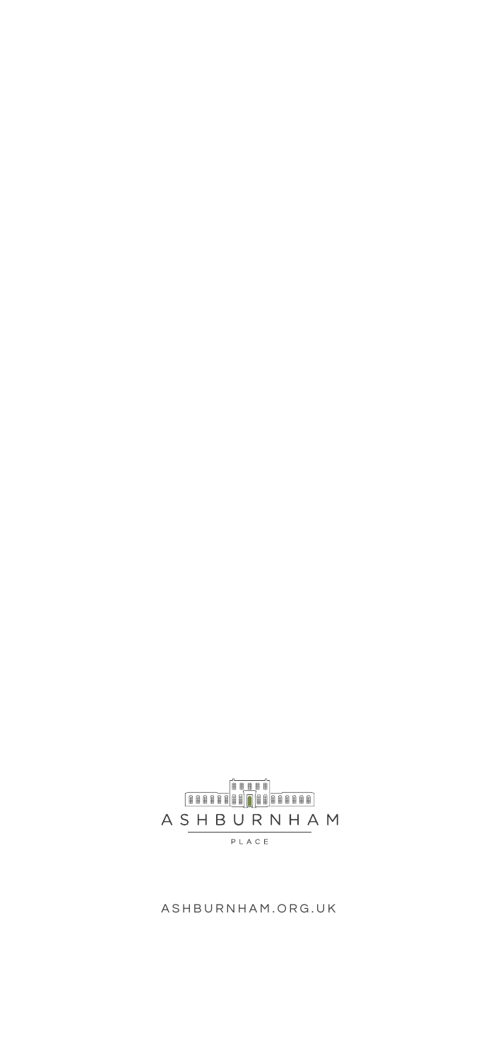ASHBURNHAM

PLACE

ASHBURNHAM.ORG.UK